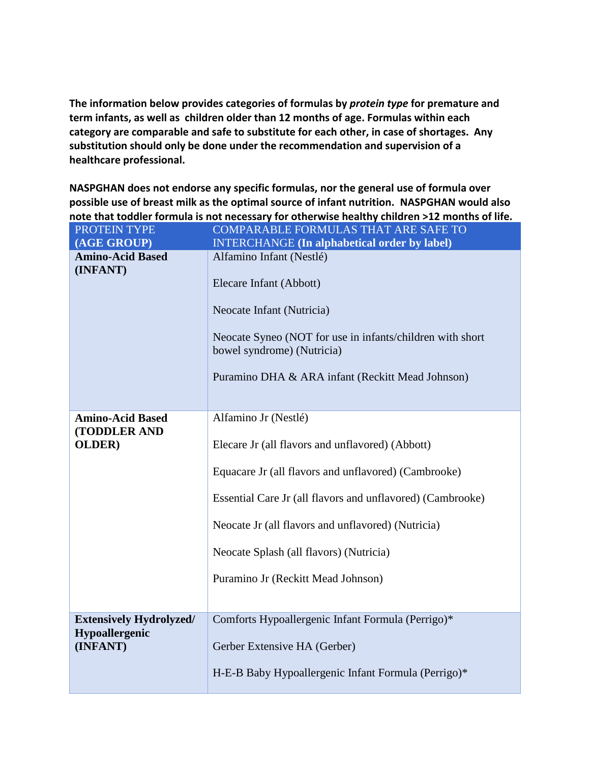**The information below provides categories of formulas by *protein type* for premature and term infants, as well as children older than 12 months of age. Formulas within each category are comparable and safe to substitute for each other, in case of shortages. Any substitution should only be done under the recommendation and supervision of a healthcare professional.**

**NASPGHAN does not endorse any specific formulas, nor the general use of formula over possible use of breast milk as the optimal source of infant nutrition. NASPGHAN would also note that toddler formula is not necessary for otherwise healthy children >12 months of life.**

| PROTEIN TYPE **(AGE GROUP)** | COMPARABLE FORMULAS THAT ARE SAFE TO INTERCHANGE **(In alphabetical order by label)** |
|---|---|
| **Amino-Acid Based (INFANT)** | Alfamino Infant (Nestlé)<br><br>Elecare Infant (Abbott)<br><br>Neocate Infant (Nutricia)<br><br>Neocate Syneo (NOT for use in infants/children with short bowel syndrome) (Nutricia)<br><br>Puramino DHA & ARA infant (Reckitt Mead Johnson) |
| **Amino-Acid Based (TODDLER AND OLDER)** | Alfamino Jr (Nestlé)<br><br>Elecare Jr (all flavors and unflavored) (Abbott)<br><br>Equacare Jr (all flavors and unflavored) (Cambrooke)<br><br>Essential Care Jr (all flavors and unflavored) (Cambrooke)<br><br>Neocate Jr (all flavors and unflavored) (Nutricia)<br><br>Neocate Splash (all flavors) (Nutricia)<br><br>Puramino Jr (Reckitt Mead Johnson) |
| **Extensively Hydrolyzed/ Hypoallergenic (INFANT)** | Comforts Hypoallergenic Infant Formula (Perrigo)*<br><br>Gerber Extensive HA (Gerber)<br><br>H-E-B Baby Hypoallergenic Infant Formula (Perrigo)* |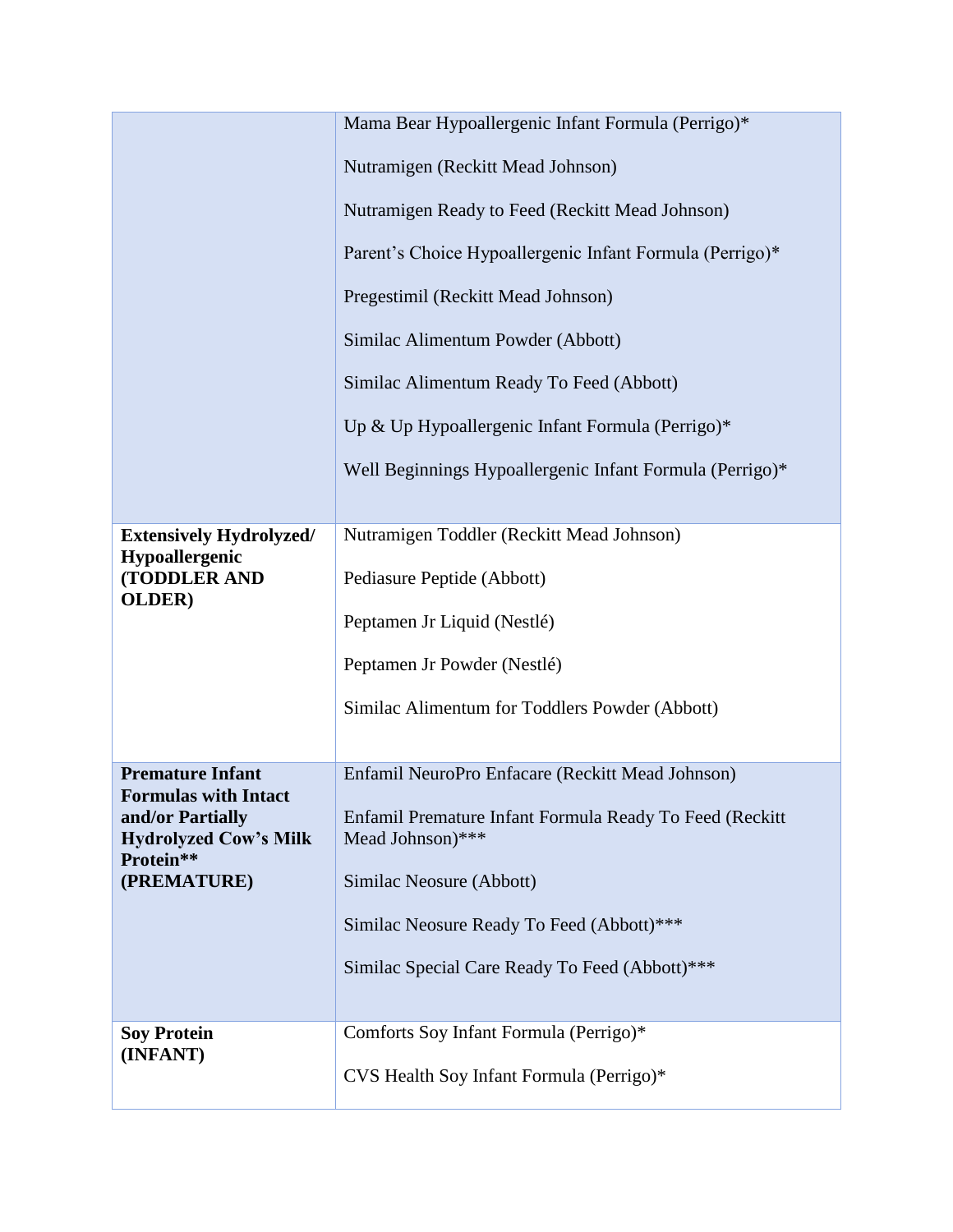| | |
|---|---|
| | Mama Bear Hypoallergenic Infant Formula (Perrigo)*<br><br>Nutramigen (Reckitt Mead Johnson)<br><br>Nutramigen Ready to Feed (Reckitt Mead Johnson)<br><br>Parent's Choice Hypoallergenic Infant Formula (Perrigo)*<br><br>Pregestimil (Reckitt Mead Johnson)<br><br>Similac Alimentum Powder (Abbott)<br><br>Similac Alimentum Ready To Feed (Abbott)<br><br>Up & Up Hypoallergenic Infant Formula (Perrigo)*<br><br>Well Beginnings Hypoallergenic Infant Formula (Perrigo)* |
| **Extensively Hydrolyzed/ Hypoallergenic (TODDLER AND OLDER)** | Nutramigen Toddler (Reckitt Mead Johnson)<br><br>Pediasure Peptide (Abbott)<br><br>Peptamen Jr Liquid (Nestlé)<br><br>Peptamen Jr Powder (Nestlé)<br><br>Similac Alimentum for Toddlers Powder (Abbott) |
| **Premature Infant Formulas with Intact and/or Partially Hydrolyzed Cow's Milk Protein** (PREMATURE)** | Enfamil NeuroPro Enfacare (Reckitt Mead Johnson)<br><br>Enfamil Premature Infant Formula Ready To Feed (Reckitt Mead Johnson)***<br><br>Similac Neosure (Abbott)<br><br>Similac Neosure Ready To Feed (Abbott)***<br><br>Similac Special Care Ready To Feed (Abbott)*** |
| **Soy Protein (INFANT)** | Comforts Soy Infant Formula (Perrigo)*<br><br>CVS Health Soy Infant Formula (Perrigo)* |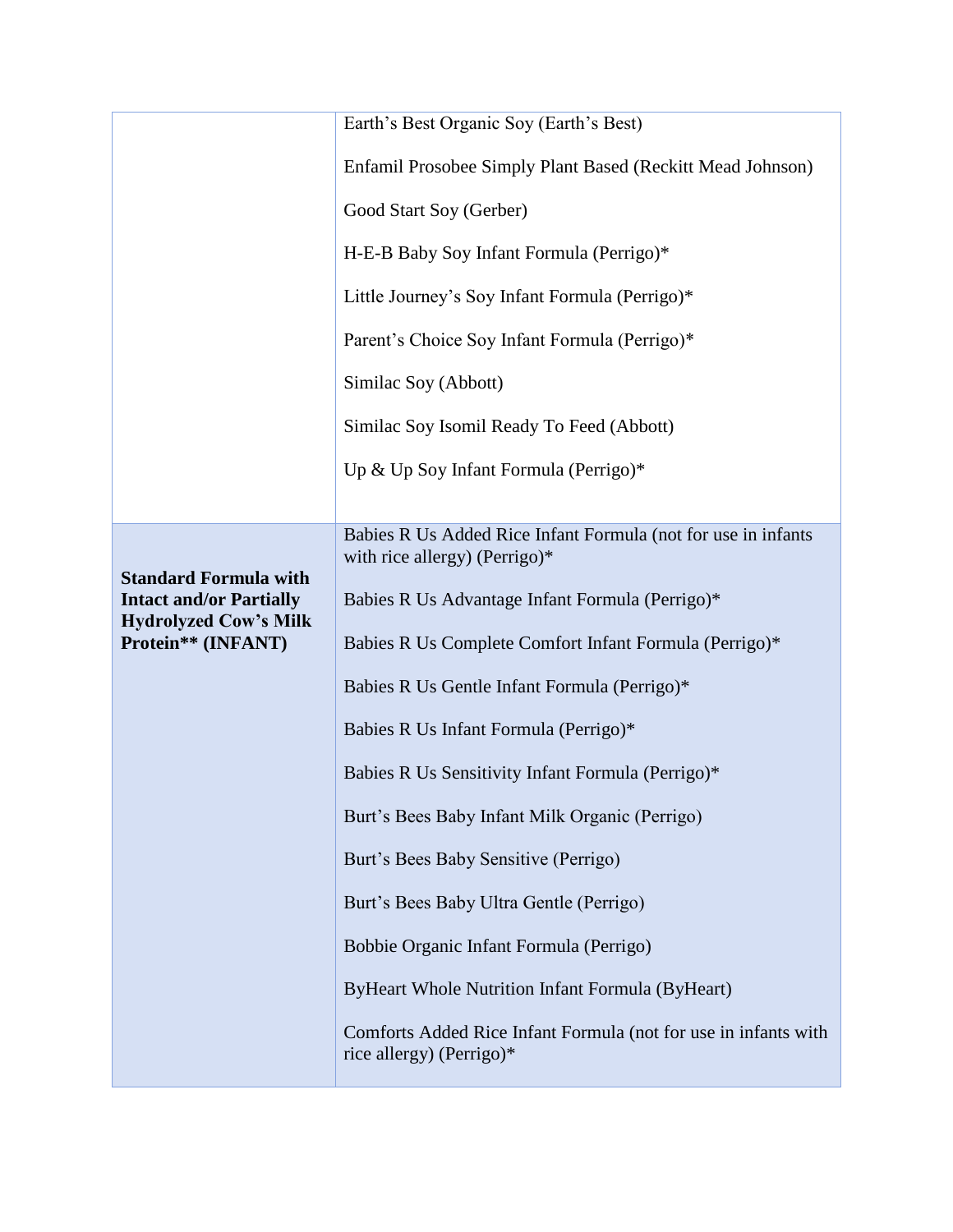| | |
|---|---|
| | Earth's Best Organic Soy (Earth's Best)<br><br>Enfamil Prosobee Simply Plant Based (Reckitt Mead Johnson)<br><br>Good Start Soy (Gerber)<br><br>H-E-B Baby Soy Infant Formula (Perrigo)*<br><br>Little Journey's Soy Infant Formula (Perrigo)*<br><br>Parent's Choice Soy Infant Formula (Perrigo)*<br><br>Similac Soy (Abbott)<br><br>Similac Soy Isomil Ready To Feed (Abbott)<br><br>Up & Up Soy Infant Formula (Perrigo)* |
| **Standard Formula with Intact and/or Partially Hydrolyzed Cow's Milk Protein** (INFANT)** | Babies R Us Added Rice Infant Formula (not for use in infants with rice allergy) (Perrigo)*<br><br>Babies R Us Advantage Infant Formula (Perrigo)*<br><br>Babies R Us Complete Comfort Infant Formula (Perrigo)*<br><br>Babies R Us Gentle Infant Formula (Perrigo)*<br><br>Babies R Us Infant Formula (Perrigo)*<br><br>Babies R Us Sensitivity Infant Formula (Perrigo)*<br><br>Burt's Bees Baby Infant Milk Organic (Perrigo)<br><br>Burt's Bees Baby Sensitive (Perrigo)<br><br>Burt's Bees Baby Ultra Gentle (Perrigo)<br><br>Bobbie Organic Infant Formula (Perrigo)<br><br>ByHeart Whole Nutrition Infant Formula (ByHeart)<br><br>Comforts Added Rice Infant Formula (not for use in infants with rice allergy) (Perrigo)* |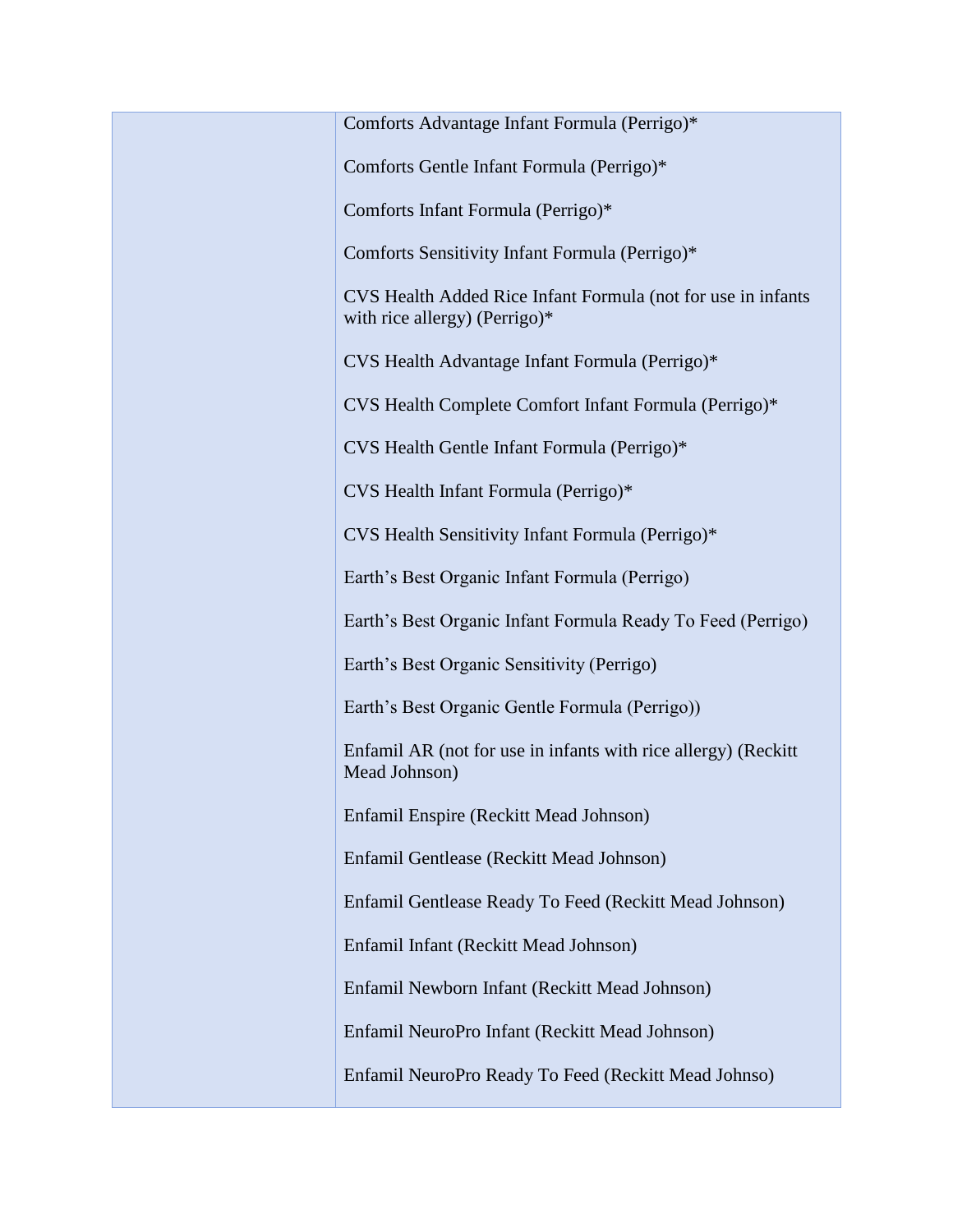| | |
|---|---|
| | Comforts Advantage Infant Formula (Perrigo)*<br><br>Comforts Gentle Infant Formula (Perrigo)*<br><br>Comforts Infant Formula (Perrigo)*<br><br>Comforts Sensitivity Infant Formula (Perrigo)*<br><br>CVS Health Added Rice Infant Formula (not for use in infants with rice allergy) (Perrigo)*<br><br>CVS Health Advantage Infant Formula (Perrigo)*<br><br>CVS Health Complete Comfort Infant Formula (Perrigo)*<br><br>CVS Health Gentle Infant Formula (Perrigo)*<br><br>CVS Health Infant Formula (Perrigo)*<br><br>CVS Health Sensitivity Infant Formula (Perrigo)*<br><br>Earth's Best Organic Infant Formula (Perrigo)<br><br>Earth's Best Organic Infant Formula Ready To Feed (Perrigo)<br><br>Earth's Best Organic Sensitivity (Perrigo)<br><br>Earth's Best Organic Gentle Formula (Perrigo))<br><br>Enfamil AR (not for use in infants with rice allergy) (Reckitt Mead Johnson)<br><br>Enfamil Enspire (Reckitt Mead Johnson)<br><br>Enfamil Gentlease (Reckitt Mead Johnson)<br><br>Enfamil Gentlease Ready To Feed (Reckitt Mead Johnson)<br><br>Enfamil Infant (Reckitt Mead Johnson)<br><br>Enfamil Newborn Infant (Reckitt Mead Johnson)<br><br>Enfamil NeuroPro Infant (Reckitt Mead Johnson)<br><br>Enfamil NeuroPro Ready To Feed (Reckitt Mead Johnso) |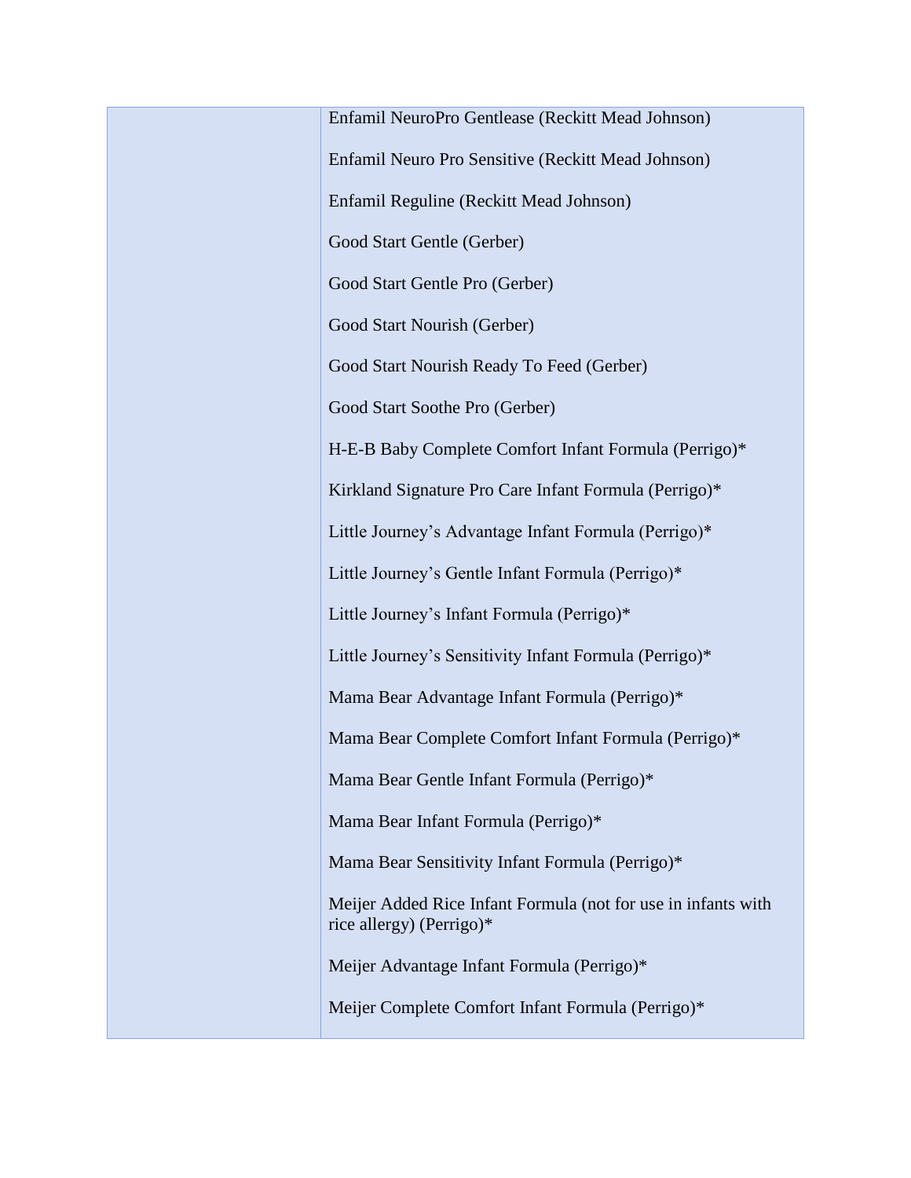| | |
|---|---|
| | Enfamil NeuroPro Gentlease (Reckitt Mead Johnson)<br><br>Enfamil Neuro Pro Sensitive (Reckitt Mead Johnson)<br><br>Enfamil Reguline (Reckitt Mead Johnson)<br><br>Good Start Gentle (Gerber)<br><br>Good Start Gentle Pro (Gerber)<br><br>Good Start Nourish (Gerber)<br><br>Good Start Nourish Ready To Feed (Gerber)<br><br>Good Start Soothe Pro (Gerber)<br><br>H-E-B Baby Complete Comfort Infant Formula (Perrigo)*<br><br>Kirkland Signature Pro Care Infant Formula (Perrigo)*<br><br>Little Journey's Advantage Infant Formula (Perrigo)*<br><br>Little Journey's Gentle Infant Formula (Perrigo)*<br><br>Little Journey's Infant Formula (Perrigo)*<br><br>Little Journey's Sensitivity Infant Formula (Perrigo)*<br><br>Mama Bear Advantage Infant Formula (Perrigo)*<br><br>Mama Bear Complete Comfort Infant Formula (Perrigo)*<br><br>Mama Bear Gentle Infant Formula (Perrigo)*<br><br>Mama Bear Infant Formula (Perrigo)*<br><br>Mama Bear Sensitivity Infant Formula (Perrigo)*<br><br>Meijer Added Rice Infant Formula (not for use in infants with rice allergy) (Perrigo)*<br><br>Meijer Advantage Infant Formula (Perrigo)*<br><br>Meijer Complete Comfort Infant Formula (Perrigo)* |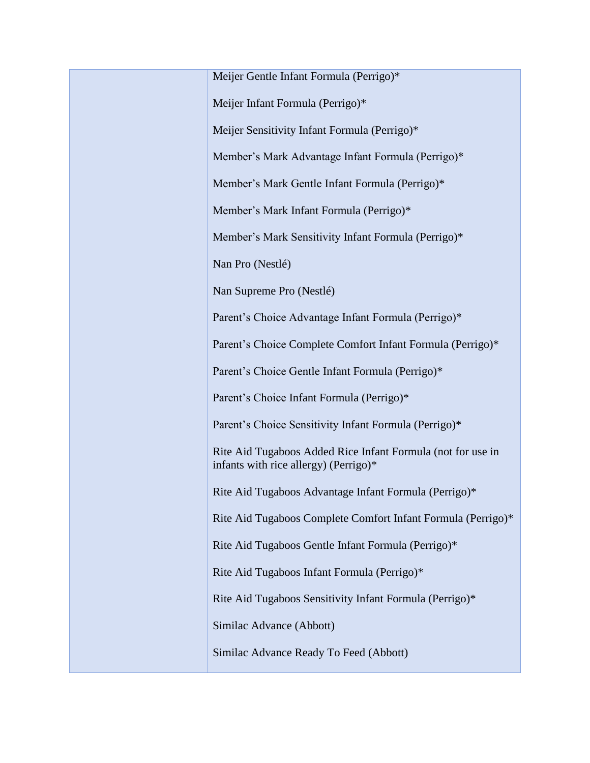| | |
|---|---|
| | Meijer Gentle Infant Formula (Perrigo)*<br><br>Meijer Infant Formula (Perrigo)*<br><br>Meijer Sensitivity Infant Formula (Perrigo)*<br><br>Member's Mark Advantage Infant Formula (Perrigo)*<br><br>Member's Mark Gentle Infant Formula (Perrigo)*<br><br>Member's Mark Infant Formula (Perrigo)*<br><br>Member's Mark Sensitivity Infant Formula (Perrigo)*<br><br>Nan Pro (Nestlé)<br><br>Nan Supreme Pro (Nestlé)<br><br>Parent's Choice Advantage Infant Formula (Perrigo)*<br><br>Parent's Choice Complete Comfort Infant Formula (Perrigo)*<br><br>Parent's Choice Gentle Infant Formula (Perrigo)*<br><br>Parent's Choice Infant Formula (Perrigo)*<br><br>Parent's Choice Sensitivity Infant Formula (Perrigo)*<br><br>Rite Aid Tugaboos Added Rice Infant Formula (not for use in infants with rice allergy) (Perrigo)*<br><br>Rite Aid Tugaboos Advantage Infant Formula (Perrigo)*<br><br>Rite Aid Tugaboos Complete Comfort Infant Formula (Perrigo)*<br><br>Rite Aid Tugaboos Gentle Infant Formula (Perrigo)*<br><br>Rite Aid Tugaboos Infant Formula (Perrigo)*<br><br>Rite Aid Tugaboos Sensitivity Infant Formula (Perrigo)*<br><br>Similac Advance (Abbott)<br><br>Similac Advance Ready To Feed (Abbott) |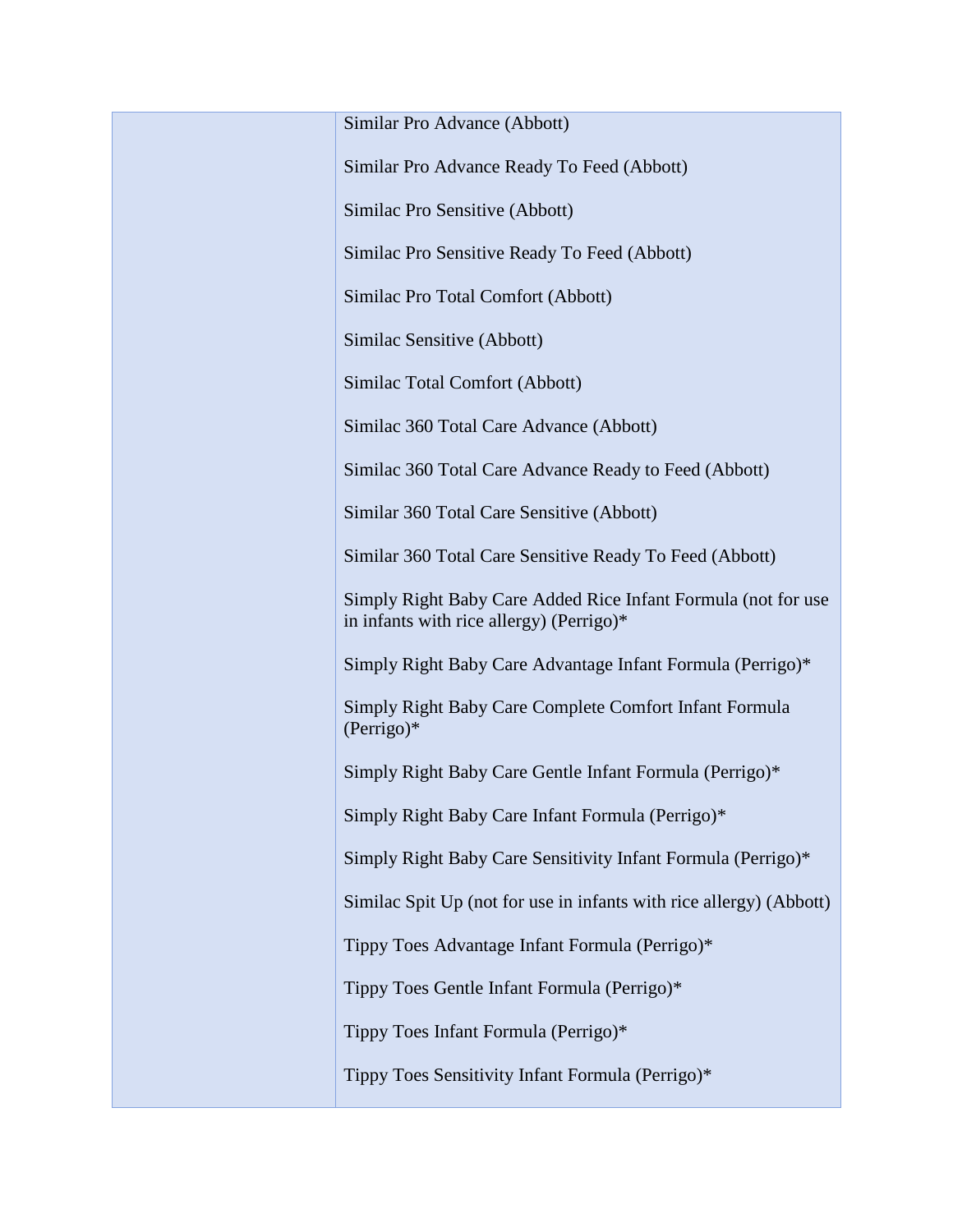| | |
|---|---|
| | Similar Pro Advance (Abbott)<br><br>Similar Pro Advance Ready To Feed (Abbott)<br><br>Similac Pro Sensitive (Abbott)<br><br>Similac Pro Sensitive Ready To Feed (Abbott)<br><br>Similac Pro Total Comfort (Abbott)<br><br>Similac Sensitive (Abbott)<br><br>Similac Total Comfort (Abbott)<br><br>Similac 360 Total Care Advance (Abbott)<br><br>Similac 360 Total Care Advance Ready to Feed (Abbott)<br><br>Similar 360 Total Care Sensitive (Abbott)<br><br>Similar 360 Total Care Sensitive Ready To Feed (Abbott)<br><br>Simply Right Baby Care Added Rice Infant Formula (not for use in infants with rice allergy) (Perrigo)*<br><br>Simply Right Baby Care Advantage Infant Formula (Perrigo)*<br><br>Simply Right Baby Care Complete Comfort Infant Formula (Perrigo)*<br><br>Simply Right Baby Care Gentle Infant Formula (Perrigo)*<br><br>Simply Right Baby Care Infant Formula (Perrigo)*<br><br>Simply Right Baby Care Sensitivity Infant Formula (Perrigo)*<br><br>Similac Spit Up (not for use in infants with rice allergy) (Abbott)<br><br>Tippy Toes Advantage Infant Formula (Perrigo)*<br><br>Tippy Toes Gentle Infant Formula (Perrigo)*<br><br>Tippy Toes Infant Formula (Perrigo)*<br><br>Tippy Toes Sensitivity Infant Formula (Perrigo)* |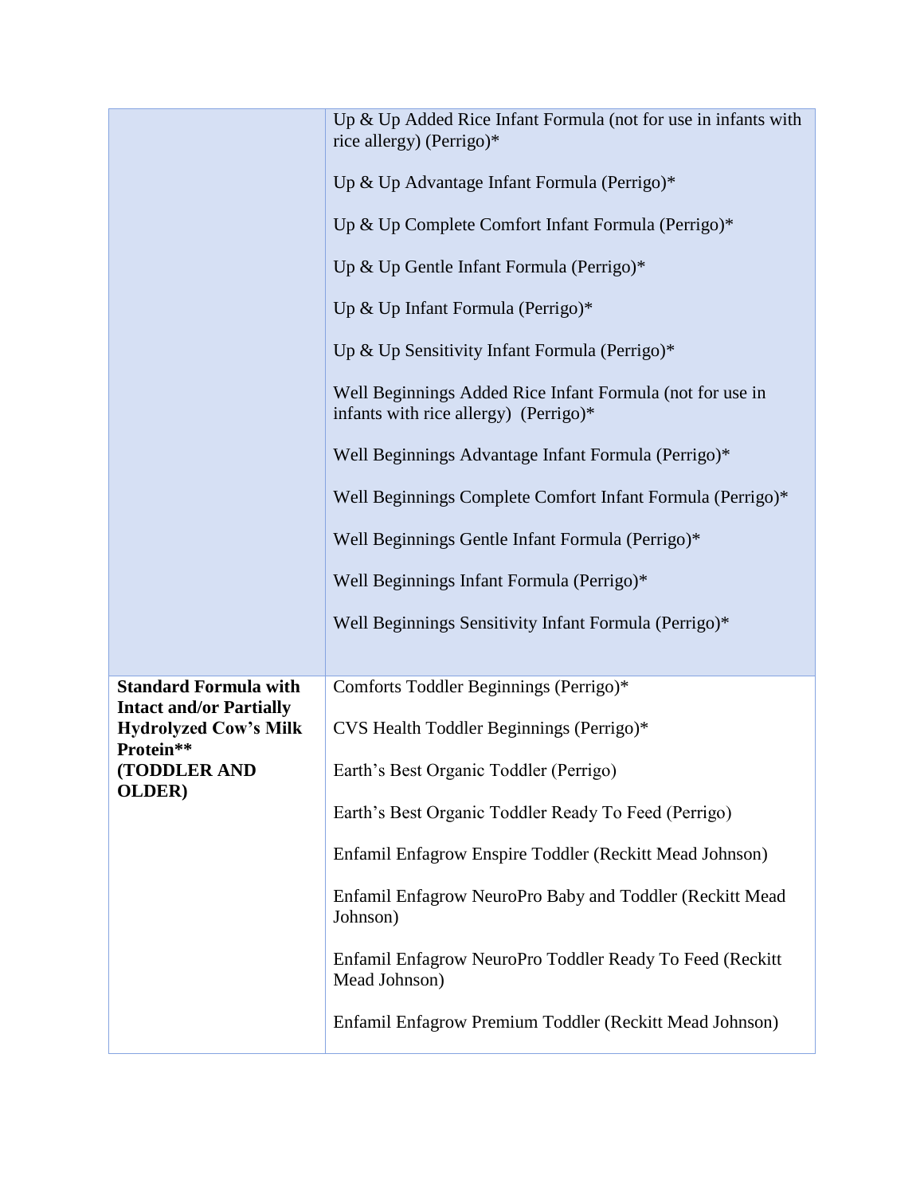| | |
|---|---|
| | Up & Up Added Rice Infant Formula (not for use in infants with rice allergy) (Perrigo)*<br><br>Up & Up Advantage Infant Formula (Perrigo)*<br><br>Up & Up Complete Comfort Infant Formula (Perrigo)*<br><br>Up & Up Gentle Infant Formula (Perrigo)*<br><br>Up & Up Infant Formula (Perrigo)*<br><br>Up & Up Sensitivity Infant Formula (Perrigo)*<br><br>Well Beginnings Added Rice Infant Formula (not for use in infants with rice allergy) (Perrigo)*<br><br>Well Beginnings Advantage Infant Formula (Perrigo)*<br><br>Well Beginnings Complete Comfort Infant Formula (Perrigo)*<br><br>Well Beginnings Gentle Infant Formula (Perrigo)*<br><br>Well Beginnings Infant Formula (Perrigo)*<br><br>Well Beginnings Sensitivity Infant Formula (Perrigo)* |
| **Standard Formula with Intact and/or Partially Hydrolyzed Cow's Milk Protein\*\* (TODDLER AND OLDER)** | Comforts Toddler Beginnings (Perrigo)*<br><br>CVS Health Toddler Beginnings (Perrigo)*<br><br>Earth's Best Organic Toddler (Perrigo)<br><br>Earth's Best Organic Toddler Ready To Feed (Perrigo)<br><br>Enfamil Enfagrow Enspire Toddler (Reckitt Mead Johnson)<br><br>Enfamil Enfagrow NeuroPro Baby and Toddler (Reckitt Mead Johnson)<br><br>Enfamil Enfagrow NeuroPro Toddler Ready To Feed (Reckitt Mead Johnson)<br><br>Enfamil Enfagrow Premium Toddler (Reckitt Mead Johnson) |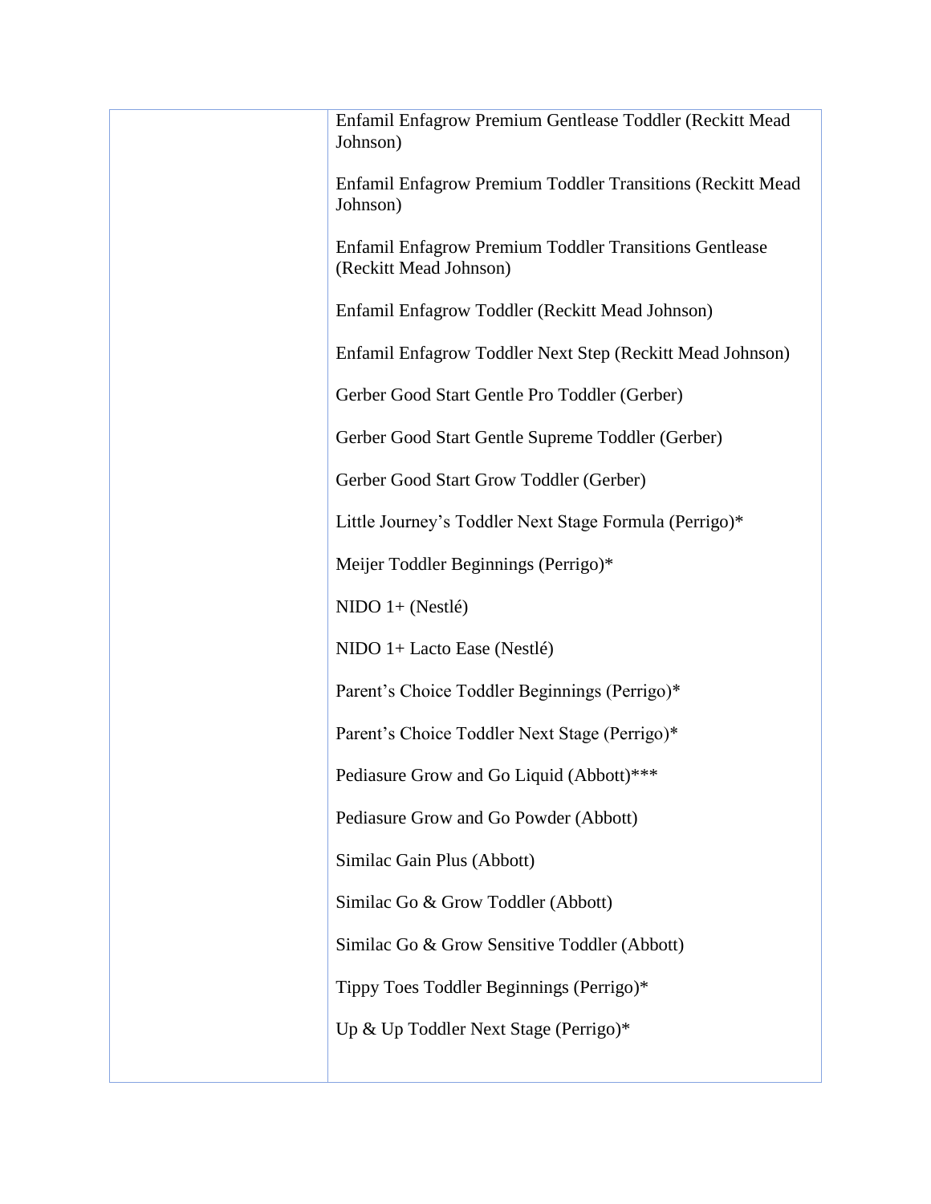|  |  |
|---|---|
|  | Enfamil Enfagrow Premium Gentlease Toddler (Reckitt Mead Johnson)<br><br>Enfamil Enfagrow Premium Toddler Transitions (Reckitt Mead Johnson)<br><br>Enfamil Enfagrow Premium Toddler Transitions Gentlease (Reckitt Mead Johnson)<br><br>Enfamil Enfagrow Toddler (Reckitt Mead Johnson)<br><br>Enfamil Enfagrow Toddler Next Step (Reckitt Mead Johnson)<br><br>Gerber Good Start Gentle Pro Toddler (Gerber)<br><br>Gerber Good Start Gentle Supreme Toddler (Gerber)<br><br>Gerber Good Start Grow Toddler (Gerber)<br><br>Little Journey's Toddler Next Stage Formula (Perrigo)*<br><br>Meijer Toddler Beginnings (Perrigo)*<br><br>NIDO 1+ (Nestlé)<br><br>NIDO 1+ Lacto Ease (Nestlé)<br><br>Parent's Choice Toddler Beginnings (Perrigo)*<br><br>Parent's Choice Toddler Next Stage (Perrigo)*<br><br>Pediasure Grow and Go Liquid (Abbott)***<br><br>Pediasure Grow and Go Powder (Abbott)<br><br>Similac Gain Plus (Abbott)<br><br>Similac Go & Grow Toddler (Abbott)<br><br>Similac Go & Grow Sensitive Toddler (Abbott)<br><br>Tippy Toes Toddler Beginnings (Perrigo)*<br><br>Up & Up Toddler Next Stage (Perrigo)* |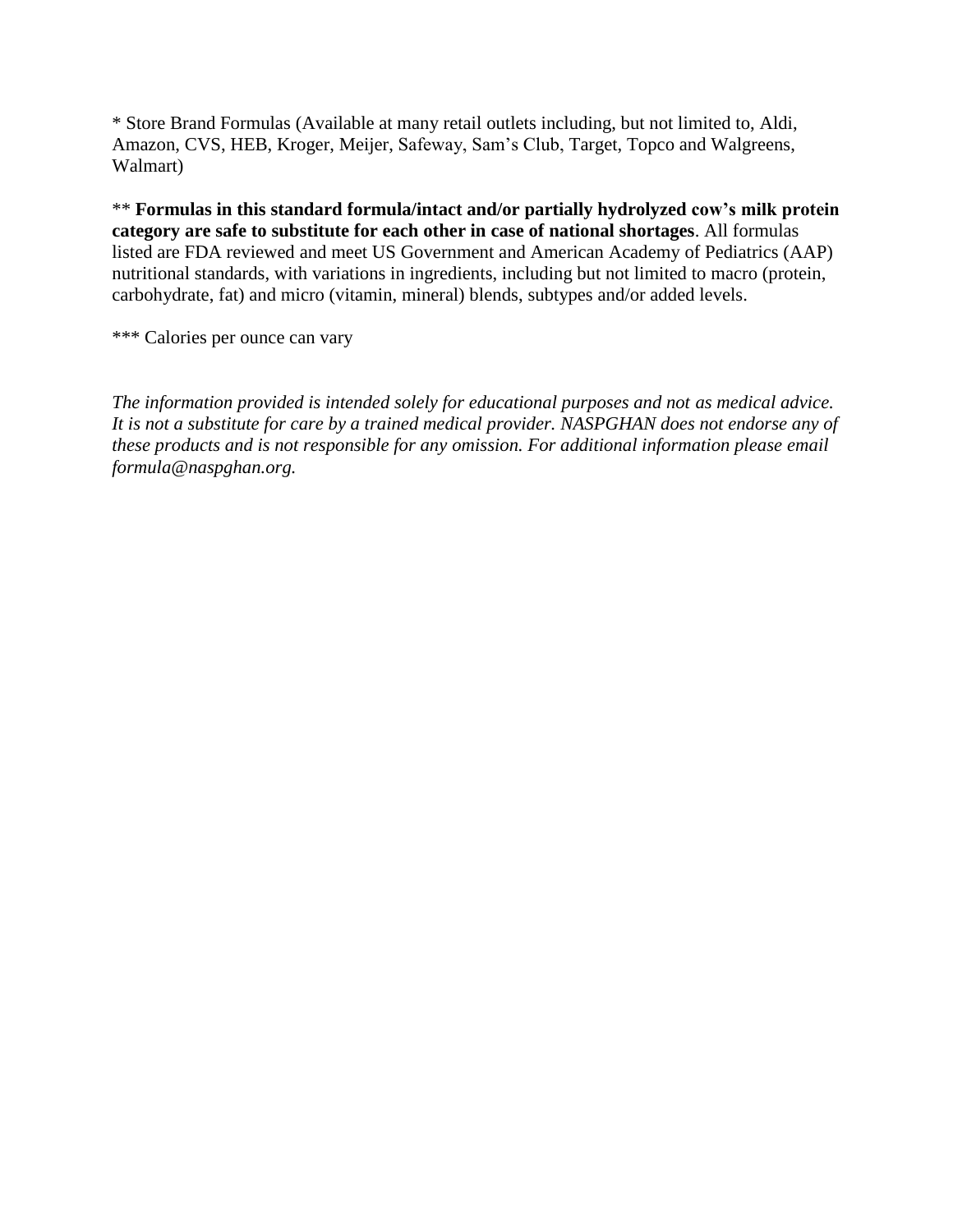* Store Brand Formulas (Available at many retail outlets including, but not limited to, Aldi, Amazon, CVS, HEB, Kroger, Meijer, Safeway, Sam's Club, Target, Topco and Walgreens, Walmart)

** **Formulas in this standard formula/intact and/or partially hydrolyzed cow's milk protein category are safe to substitute for each other in case of national shortages**. All formulas listed are FDA reviewed and meet US Government and American Academy of Pediatrics (AAP) nutritional standards, with variations in ingredients, including but not limited to macro (protein, carbohydrate, fat) and micro (vitamin, mineral) blends, subtypes and/or added levels.

*** Calories per ounce can vary

*The information provided is intended solely for educational purposes and not as medical advice. It is not a substitute for care by a trained medical provider. NASPGHAN does not endorse any of these products and is not responsible for any omission. For additional information please email formula@naspghan.org.*